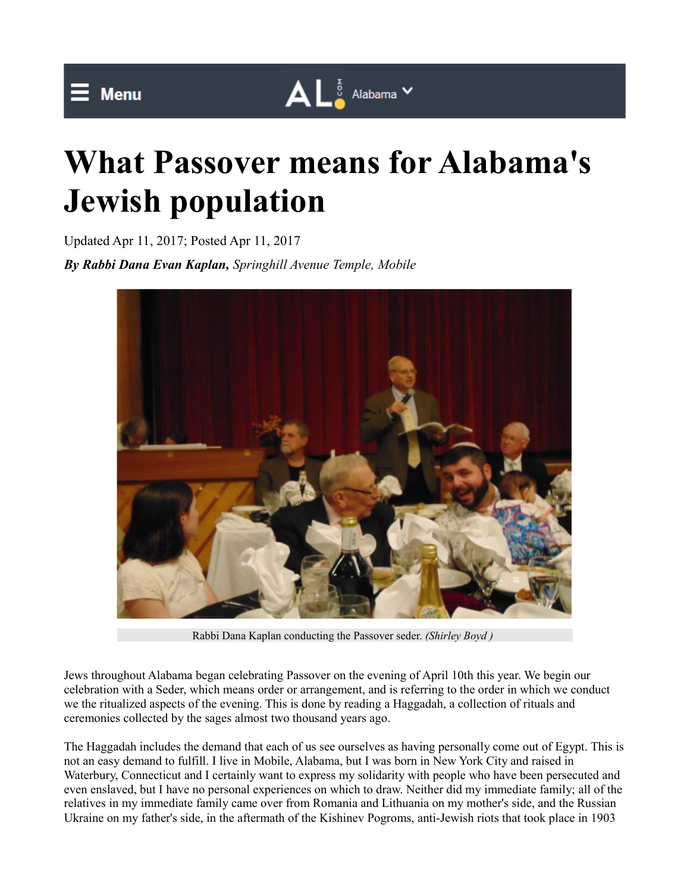# What Passover means for Alabama's Jewish population

Updated Apr 11, 2017; Posted Apr 11, 2017

***By Rabbi Dana Evan Kaplan,*** *Springhill Avenue Temple, Mobile*

Rabbi Dana Kaplan conducting the Passover seder. *(Shirley Boyd )*

Jews throughout Alabama began celebrating Passover on the evening of April 10th this year. We begin our celebration with a Seder, which means order or arrangement, and is referring to the order in which we conduct we the ritualized aspects of the evening. This is done by reading a Haggadah, a collection of rituals and ceremonies collected by the sages almost two thousand years ago.

The Haggadah includes the demand that each of us see ourselves as having personally come out of Egypt. This is not an easy demand to fulfill. I live in Mobile, Alabama, but I was born in New York City and raised in Waterbury, Connecticut and I certainly want to express my solidarity with people who have been persecuted and even enslaved, but I have no personal experiences on which to draw. Neither did my immediate family; all of the relatives in my immediate family came over from Romania and Lithuania on my mother's side, and the Russian Ukraine on my father's side, in the aftermath of the Kishinev Pogroms, anti-Jewish riots that took place in 1903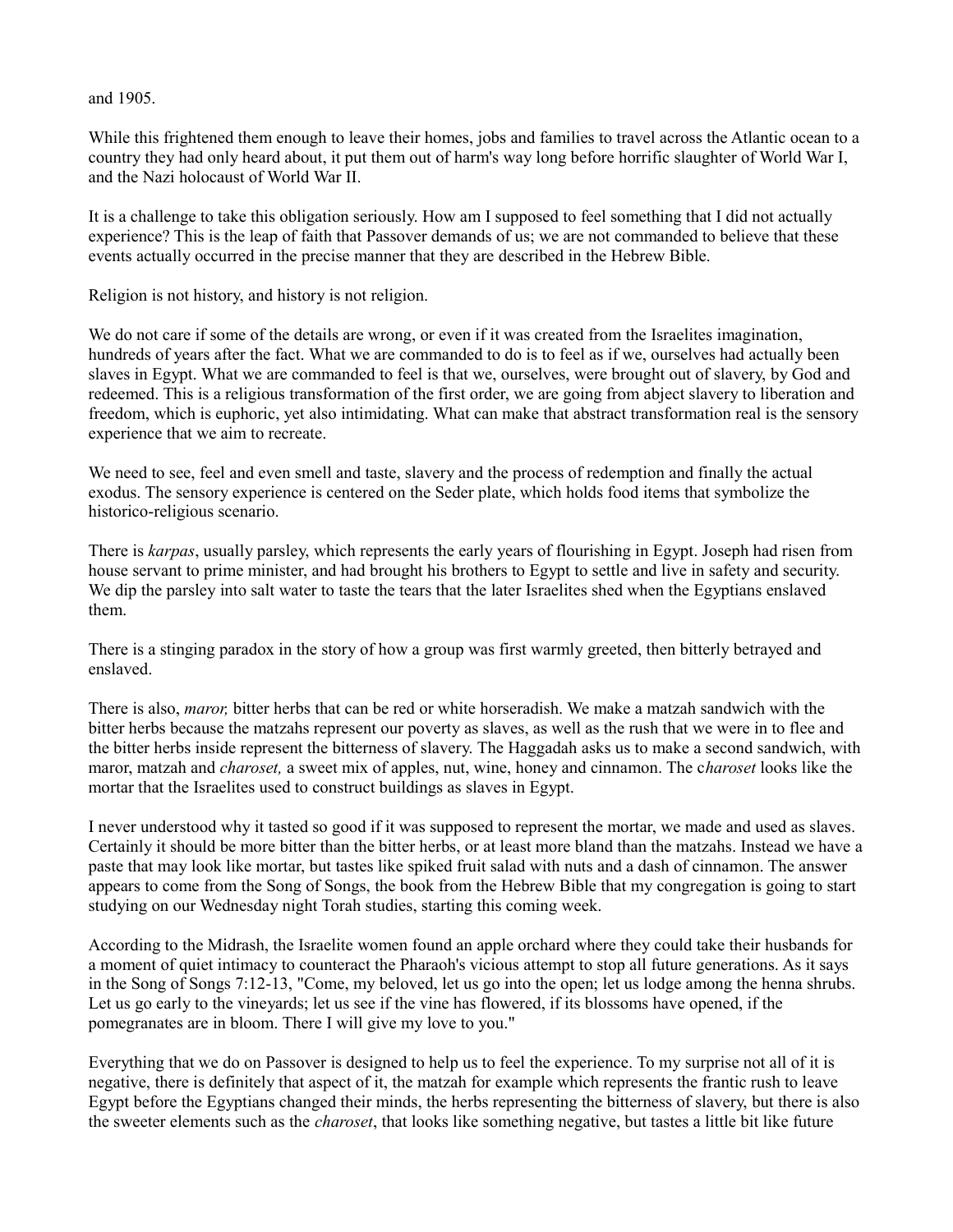and 1905.

While this frightened them enough to leave their homes, jobs and families to travel across the Atlantic ocean to a country they had only heard about, it put them out of harm's way long before horrific slaughter of World War I, and the Nazi holocaust of World War II.

It is a challenge to take this obligation seriously. How am I supposed to feel something that I did not actually experience? This is the leap of faith that Passover demands of us; we are not commanded to believe that these events actually occurred in the precise manner that they are described in the Hebrew Bible.

Religion is not history, and history is not religion.

We do not care if some of the details are wrong, or even if it was created from the Israelites imagination, hundreds of years after the fact. What we are commanded to do is to feel as if we, ourselves had actually been slaves in Egypt. What we are commanded to feel is that we, ourselves, were brought out of slavery, by God and redeemed. This is a religious transformation of the first order, we are going from abject slavery to liberation and freedom, which is euphoric, yet also intimidating. What can make that abstract transformation real is the sensory experience that we aim to recreate.

We need to see, feel and even smell and taste, slavery and the process of redemption and finally the actual exodus. The sensory experience is centered on the Seder plate, which holds food items that symbolize the historico-religious scenario.

There is *karpas*, usually parsley, which represents the early years of flourishing in Egypt. Joseph had risen from house servant to prime minister, and had brought his brothers to Egypt to settle and live in safety and security. We dip the parsley into salt water to taste the tears that the later Israelites shed when the Egyptians enslaved them.

There is a stinging paradox in the story of how a group was first warmly greeted, then bitterly betrayed and enslaved.

There is also, *maror,* bitter herbs that can be red or white horseradish. We make a matzah sandwich with the bitter herbs because the matzahs represent our poverty as slaves, as well as the rush that we were in to flee and the bitter herbs inside represent the bitterness of slavery. The Haggadah asks us to make a second sandwich, with maror, matzah and *charoset,* a sweet mix of apples, nut, wine, honey and cinnamon. The c*haroset* looks like the mortar that the Israelites used to construct buildings as slaves in Egypt.

I never understood why it tasted so good if it was supposed to represent the mortar, we made and used as slaves. Certainly it should be more bitter than the bitter herbs, or at least more bland than the matzahs. Instead we have a paste that may look like mortar, but tastes like spiked fruit salad with nuts and a dash of cinnamon. The answer appears to come from the Song of Songs, the book from the Hebrew Bible that my congregation is going to start studying on our Wednesday night Torah studies, starting this coming week.

According to the Midrash, the Israelite women found an apple orchard where they could take their husbands for a moment of quiet intimacy to counteract the Pharaoh's vicious attempt to stop all future generations. As it says in the Song of Songs 7:12-13, "Come, my beloved, let us go into the open; let us lodge among the henna shrubs. Let us go early to the vineyards; let us see if the vine has flowered, if its blossoms have opened, if the pomegranates are in bloom. There I will give my love to you."

Everything that we do on Passover is designed to help us to feel the experience. To my surprise not all of it is negative, there is definitely that aspect of it, the matzah for example which represents the frantic rush to leave Egypt before the Egyptians changed their minds, the herbs representing the bitterness of slavery, but there is also the sweeter elements such as the *charoset*, that looks like something negative, but tastes a little bit like future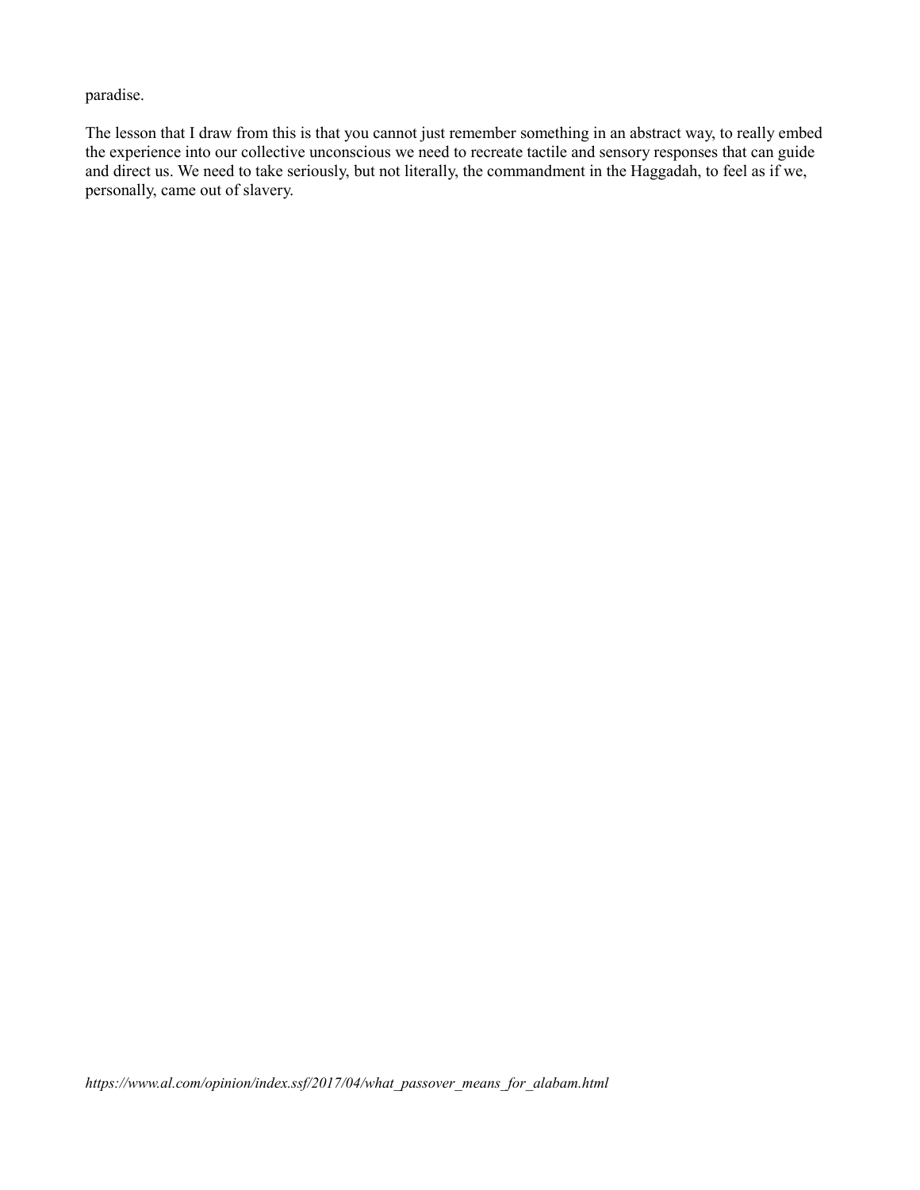paradise.

The lesson that I draw from this is that you cannot just remember something in an abstract way, to really embed the experience into our collective unconscious we need to recreate tactile and sensory responses that can guide and direct us. We need to take seriously, but not literally, the commandment in the Haggadah, to feel as if we, personally, came out of slavery.

*https://www.al.com/opinion/index.ssf/2017/04/what_passover_means_for_alabam.html*